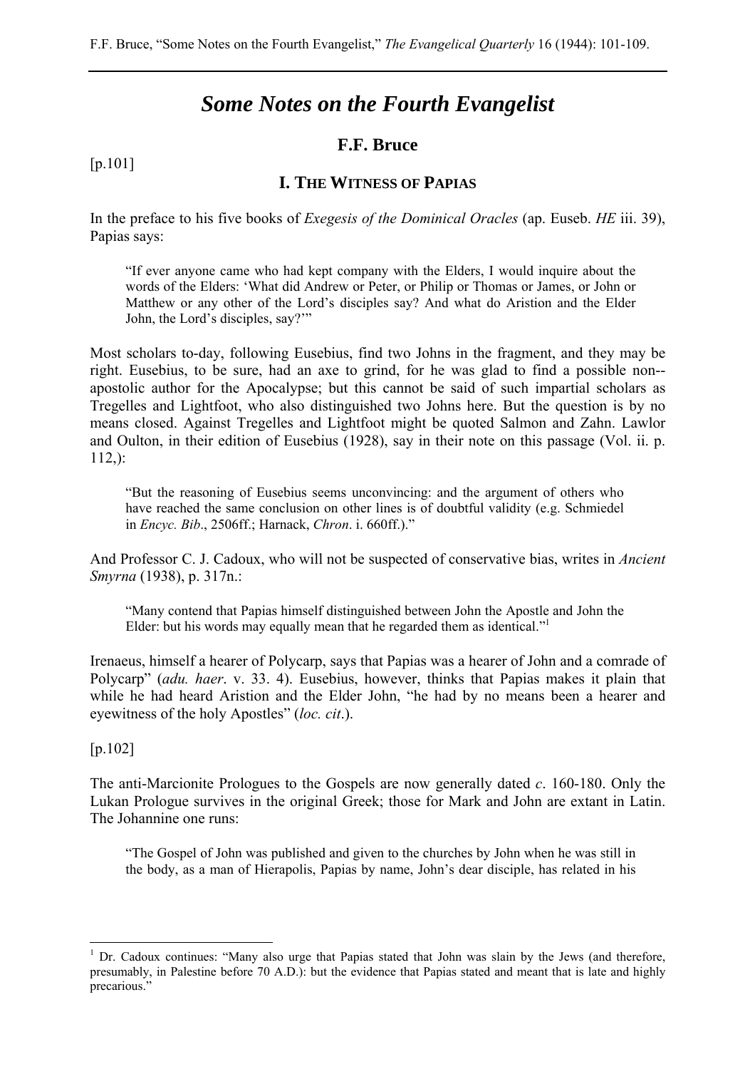# *Some Notes on the Fourth Evangelist*

## F.F. Bruce

[p.101]

### I. The Witness of Papias

In the preface to his five books of *Exegesis of the Dominical Oracles* (ap. Euseb. *HE* iii. 39), Papias says:

> "If ever anyone came who had kept company with the Elders, I would inquire about the words of the Elders: 'What did Andrew or Peter, or Philip or Thomas or James, or John or Matthew or any other of the Lord's disciples say? And what do Aristion and the Elder John, the Lord's disciples, say?'"

Most scholars to-day, following Eusebius, find two Johns in the fragment, and they may be right. Eusebius, to be sure, had an axe to grind, for he was glad to find a possible non--apostolic author for the Apocalypse; but this cannot be said of such impartial scholars as Tregelles and Lightfoot, who also distinguished two Johns here. But the question is by no means closed. Against Tregelles and Lightfoot might be quoted Salmon and Zahn. Lawlor and Oulton, in their edition of Eusebius (1928), say in their note on this passage (Vol. ii. p. 112,):

> "But the reasoning of Eusebius seems unconvincing: and the argument of others who have reached the same conclusion on other lines is of doubtful validity (e.g. Schmiedel in *Encyc. Bib*., 2506ff.; Harnack, *Chron*. i. 660ff.)."

And Professor C. J. Cadoux, who will not be suspected of conservative bias, writes in *Ancient Smyrna* (1938), p. 317n.:

> "Many contend that Papias himself distinguished between John the Apostle and John the Elder: but his words may equally mean that he regarded them as identical."[1]

Irenaeus, himself a hearer of Polycarp, says that Papias was a hearer of John and a comrade of Polycarp" (*adu. haer*. v. 33. 4). Eusebius, however, thinks that Papias makes it plain that while he had heard Aristion and the Elder John, "he had by no means been a hearer and eyewitness of the holy Apostles" (*loc. cit*.).

[p.102]

The anti-Marcionite Prologues to the Gospels are now generally dated *c*. 160-180. Only the Lukan Prologue survives in the original Greek; those for Mark and John are extant in Latin. The Johannine one runs:

> "The Gospel of John was published and given to the churches by John when he was still in the body, as a man of Hierapolis, Papias by name, John's dear disciple, has related in his

---

[1] Dr. Cadoux continues: "Many also urge that Papias stated that John was slain by the Jews (and therefore, presumably, in Palestine before 70 A.D.): but the evidence that Papias stated and meant that is late and highly precarious."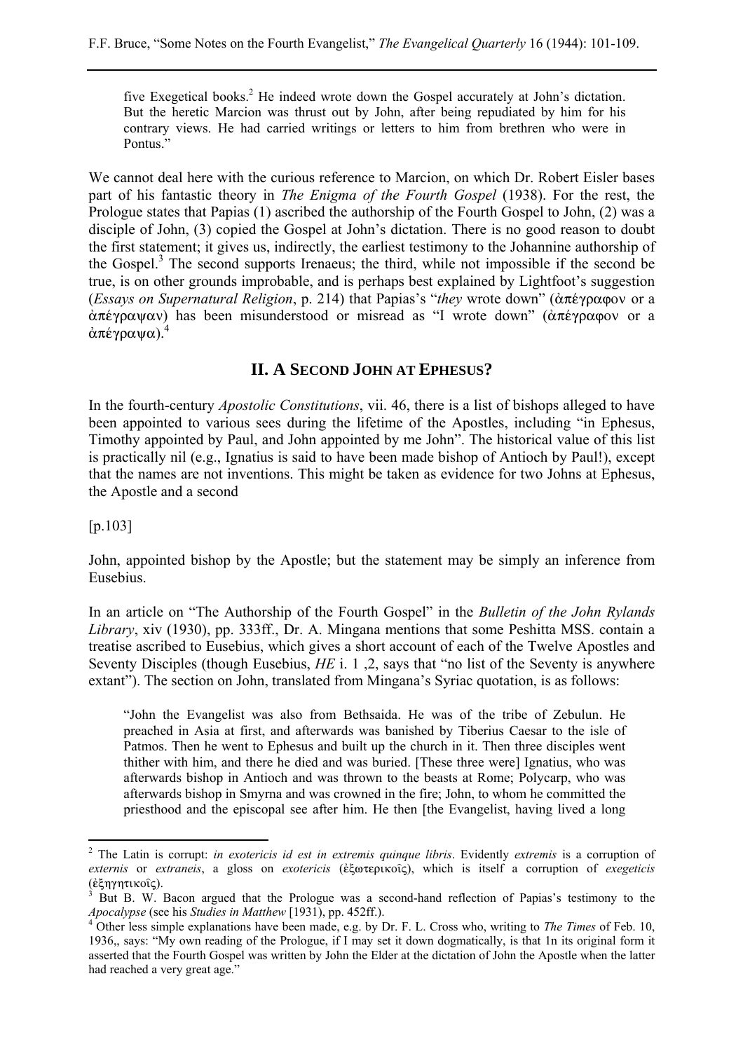> five Exegetical books.[2] He indeed wrote down the Gospel accurately at John's dictation. But the heretic Marcion was thrust out by John, after being repudiated by him for his contrary views. He had carried writings or letters to him from brethren who were in Pontus."

We cannot deal here with the curious reference to Marcion, on which Dr. Robert Eisler bases part of his fantastic theory in *The Enigma of the Fourth Gospel* (1938). For the rest, the Prologue states that Papias (1) ascribed the authorship of the Fourth Gospel to John, (2) was a disciple of John, (3) copied the Gospel at John's dictation. There is no good reason to doubt the first statement; it gives us, indirectly, the earliest testimony to the Johannine authorship of the Gospel.[3] The second supports Irenaeus; the third, while not impossible if the second be true, is on other grounds improbable, and is perhaps best explained by Lightfoot's suggestion (*Essays on Supernatural Religion*, p. 214) that Papias's "*they* wrote down" (ἀπέγραφον or a ἀπέγραψαν) has been misunderstood or misread as "I wrote down" (ἀπέγραφον or a ἀπέγραψα).[4]

## II. A Second John at Ephesus?

In the fourth-century *Apostolic Constitutions*, vii. 46, there is a list of bishops alleged to have been appointed to various sees during the lifetime of the Apostles, including "in Ephesus, Timothy appointed by Paul, and John appointed by me John". The historical value of this list is practically nil (e.g., Ignatius is said to have been made bishop of Antioch by Paul!), except that the names are not inventions. This might be taken as evidence for two Johns at Ephesus, the Apostle and a second

[p.103]

John, appointed bishop by the Apostle; but the statement may be simply an inference from Eusebius.

In an article on "The Authorship of the Fourth Gospel" in the *Bulletin of the John Rylands Library*, xiv (1930), pp. 333ff., Dr. A. Mingana mentions that some Peshitta MSS. contain a treatise ascribed to Eusebius, which gives a short account of each of the Twelve Apostles and Seventy Disciples (though Eusebius, *HE* i. 1 ,2, says that "no list of the Seventy is anywhere extant"). The section on John, translated from Mingana's Syriac quotation, is as follows:

> "John the Evangelist was also from Bethsaida. He was of the tribe of Zebulun. He preached in Asia at first, and afterwards was banished by Tiberius Caesar to the isle of Patmos. Then he went to Ephesus and built up the church in it. Then three disciples went thither with him, and there he died and was buried. [These three were] Ignatius, who was afterwards bishop in Antioch and was thrown to the beasts at Rome; Polycarp, who was afterwards bishop in Smyrna and was crowned in the fire; John, to whom he committed the priesthood and the episcopal see after him. He then [the Evangelist, having lived a long

---

[2] The Latin is corrupt: *in exotericis id est in extremis quinque libris*. Evidently *extremis* is a corruption of *externis* or *extraneis*, a gloss on *exotericis* (ἐξωτερικοῖς), which is itself a corruption of *exegeticis* (ἐξηγητικοῖς).

[3] But B. W. Bacon argued that the Prologue was a second-hand reflection of Papias's testimony to the *Apocalypse* (see his *Studies in Matthew* [1931), pp. 452ff.).

[4] Other less simple explanations have been made, e.g. by Dr. F. L. Cross who, writing to *The Times* of Feb. 10, 1936,, says: "My own reading of the Prologue, if I may set it down dogmatically, is that 1n its original form it asserted that the Fourth Gospel was written by John the Elder at the dictation of John the Apostle when the latter had reached a very great age."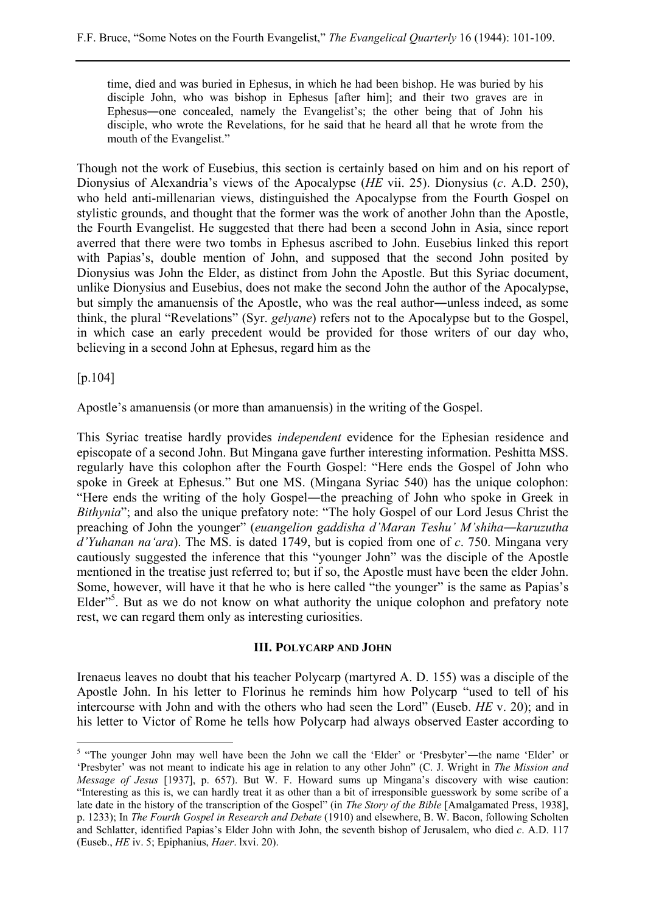> time, died and was buried in Ephesus, in which he had been bishop. He was buried by his disciple John, who was bishop in Ephesus [after him]; and their two graves are in Ephesus―one concealed, namely the Evangelist's; the other being that of John his disciple, who wrote the Revelations, for he said that he heard all that he wrote from the mouth of the Evangelist."

Though not the work of Eusebius, this section is certainly based on him and on his report of Dionysius of Alexandria's views of the Apocalypse (*HE* vii. 25). Dionysius (*c*. A.D. 250), who held anti-millenarian views, distinguished the Apocalypse from the Fourth Gospel on stylistic grounds, and thought that the former was the work of another John than the Apostle, the Fourth Evangelist. He suggested that there had been a second John in Asia, since report averred that there were two tombs in Ephesus ascribed to John. Eusebius linked this report with Papias's, double mention of John, and supposed that the second John posited by Dionysius was John the Elder, as distinct from John the Apostle. But this Syriac document, unlike Dionysius and Eusebius, does not make the second John the author of the Apocalypse, but simply the amanuensis of the Apostle, who was the real author―unless indeed, as some think, the plural "Revelations" (Syr. *gelyane*) refers not to the Apocalypse but to the Gospel, in which case an early precedent would be provided for those writers of our day who, believing in a second John at Ephesus, regard him as the

[p.104]

Apostle's amanuensis (or more than amanuensis) in the writing of the Gospel.

This Syriac treatise hardly provides *independent* evidence for the Ephesian residence and episcopate of a second John. But Mingana gave further interesting information. Peshitta MSS. regularly have this colophon after the Fourth Gospel: "Here ends the Gospel of John who spoke in Greek at Ephesus." But one MS. (Mingana Syriac 540) has the unique colophon: "Here ends the writing of the holy Gospel―the preaching of John who spoke in Greek in *Bithynia*"; and also the unique prefatory note: "The holy Gospel of our Lord Jesus Christ the preaching of John the younger" (*euangelion gaddisha d'Maran Teshu' M'shiha―karuzutha d'Yuhanan na'ara*). The MS. is dated 1749, but is copied from one of *c*. 750. Mingana very cautiously suggested the inference that this "younger John" was the disciple of the Apostle mentioned in the treatise just referred to; but if so, the Apostle must have been the elder John. Some, however, will have it that he who is here called "the younger" is the same as Papias's Elder"[5]. But as we do not know on what authority the unique colophon and prefatory note rest, we can regard them only as interesting curiosities.

## III. Polycarp and John

Irenaeus leaves no doubt that his teacher Polycarp (martyred A. D. 155) was a disciple of the Apostle John. In his letter to Florinus he reminds him how Polycarp "used to tell of his intercourse with John and with the others who had seen the Lord" (Euseb. *HE* v. 20); and in his letter to Victor of Rome he tells how Polycarp had always observed Easter according to

---

[5] "The younger John may well have been the John we call the 'Elder' or 'Presbyter'―the name 'Elder' or 'Presbyter' was not meant to indicate his age in relation to any other John" (C. J. Wright in *The Mission and Message of Jesus* [1937], p. 657). But W. F. Howard sums up Mingana's discovery with wise caution: "Interesting as this is, we can hardly treat it as other than a bit of irresponsible guesswork by some scribe of a late date in the history of the transcription of the Gospel" (in *The Story of the Bible* [Amalgamated Press, 1938], p. 1233); In *The Fourth Gospel in Research and Debate* (1910) and elsewhere, B. W. Bacon, following Scholten and Schlatter, identified Papias's Elder John with John, the seventh bishop of Jerusalem, who died *c*. A.D. 117 (Euseb., *HE* iv. 5; Epiphanius, *Haer*. lxvi. 20).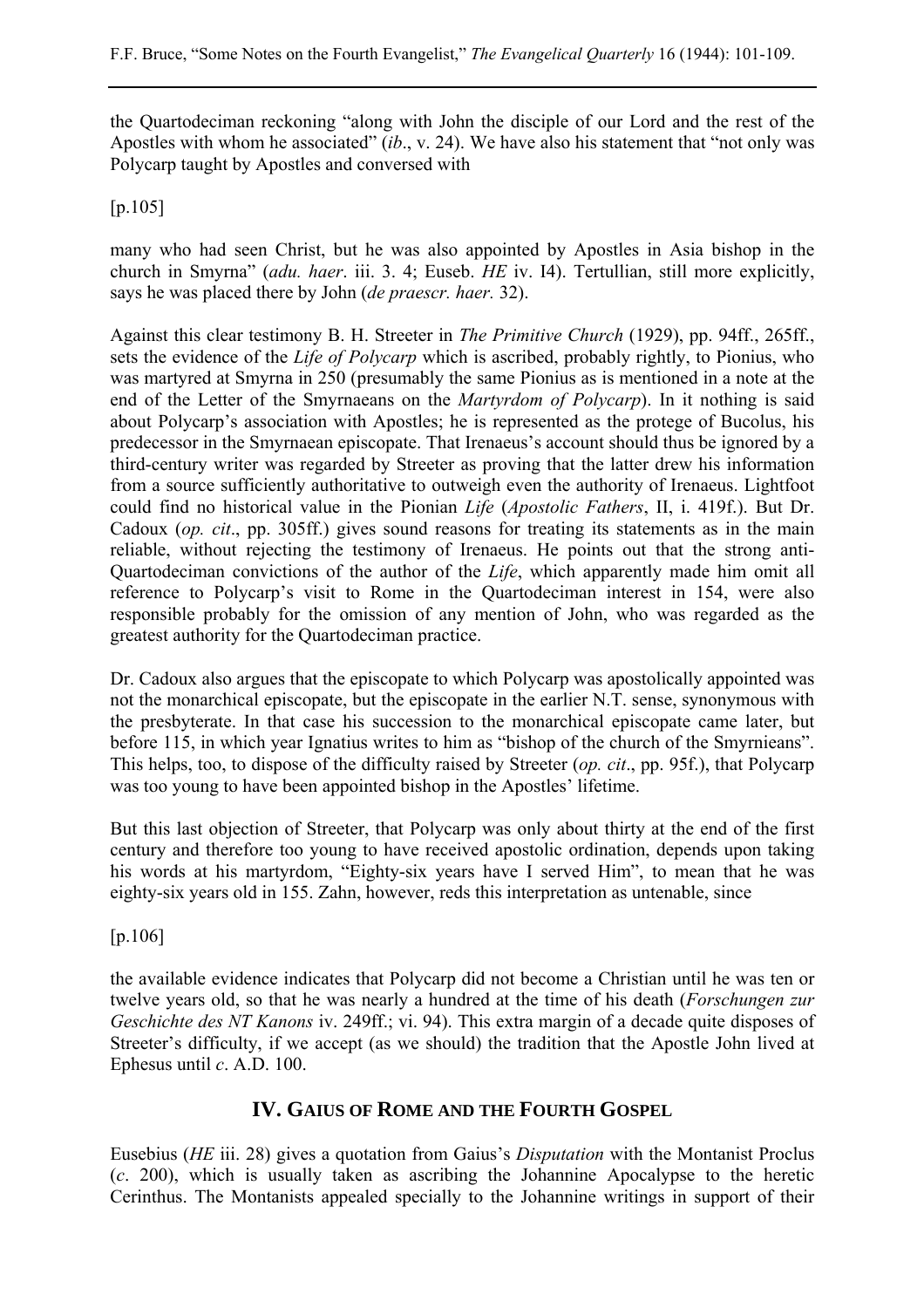the Quartodeciman reckoning "along with John the disciple of our Lord and the rest of the Apostles with whom he associated" (*ib*., v. 24). We have also his statement that "not only was Polycarp taught by Apostles and conversed with

[p.105]

many who had seen Christ, but he was also appointed by Apostles in Asia bishop in the church in Smyrna" (*adu. haer*. iii. 3. 4; Euseb. *HE* iv. I4). Tertullian, still more explicitly, says he was placed there by John (*de praescr. haer.* 32).

Against this clear testimony B. H. Streeter in *The Primitive Church* (1929), pp. 94ff., 265ff., sets the evidence of the *Life of Polycarp* which is ascribed, probably rightly, to Pionius, who was martyred at Smyrna in 250 (presumably the same Pionius as is mentioned in a note at the end of the Letter of the Smyrnaeans on the *Martyrdom of Polycarp*). In it nothing is said about Polycarp's association with Apostles; he is represented as the protege of Bucolus, his predecessor in the Smyrnaean episcopate. That Irenaeus's account should thus be ignored by a third-century writer was regarded by Streeter as proving that the latter drew his information from a source sufficiently authoritative to outweigh even the authority of Irenaeus. Lightfoot could find no historical value in the Pionian *Life* (*Apostolic Fathers*, II, i. 419f.). But Dr. Cadoux (*op. cit*., pp. 305ff.) gives sound reasons for treating its statements as in the main reliable, without rejecting the testimony of Irenaeus. He points out that the strong anti-Quartodeciman convictions of the author of the *Life*, which apparently made him omit all reference to Polycarp's visit to Rome in the Quartodeciman interest in 154, were also responsible probably for the omission of any mention of John, who was regarded as the greatest authority for the Quartodeciman practice.

Dr. Cadoux also argues that the episcopate to which Polycarp was apostolically appointed was not the monarchical episcopate, but the episcopate in the earlier N.T. sense, synonymous with the presbyterate. In that case his succession to the monarchical episcopate came later, but before 115, in which year Ignatius writes to him as "bishop of the church of the Smyrnieans". This helps, too, to dispose of the difficulty raised by Streeter (*op. cit*., pp. 95f.), that Polycarp was too young to have been appointed bishop in the Apostles' lifetime.

But this last objection of Streeter, that Polycarp was only about thirty at the end of the first century and therefore too young to have received apostolic ordination, depends upon taking his words at his martyrdom, "Eighty-six years have I served Him", to mean that he was eighty-six years old in 155. Zahn, however, reds this interpretation as untenable, since

[p.106]

the available evidence indicates that Polycarp did not become a Christian until he was ten or twelve years old, so that he was nearly a hundred at the time of his death (*Forschungen zur Geschichte des NT Kanons* iv. 249ff.; vi. 94). This extra margin of a decade quite disposes of Streeter's difficulty, if we accept (as we should) the tradition that the Apostle John lived at Ephesus until *c*. A.D. 100.

## IV. Gaius of Rome and the Fourth Gospel

Eusebius (*HE* iii. 28) gives a quotation from Gaius's *Disputation* with the Montanist Proclus (*c*. 200), which is usually taken as ascribing the Johannine Apocalypse to the heretic Cerinthus. The Montanists appealed specially to the Johannine writings in support of their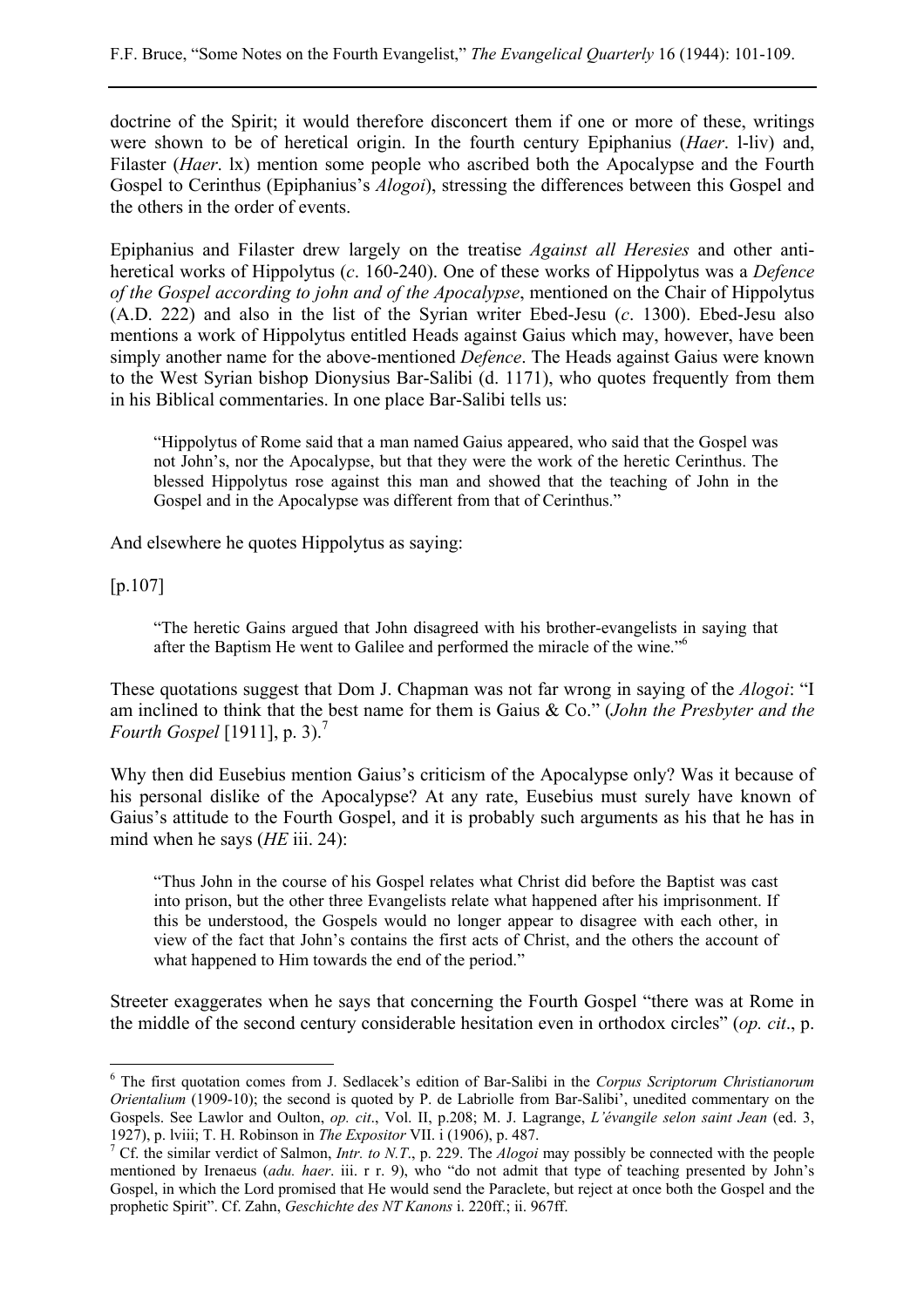doctrine of the Spirit; it would therefore disconcert them if one or more of these, writings were shown to be of heretical origin. In the fourth century Epiphanius (*Haer*. l-liv) and, Filaster (*Haer*. lx) mention some people who ascribed both the Apocalypse and the Fourth Gospel to Cerinthus (Epiphanius's *Alogoi*), stressing the differences between this Gospel and the others in the order of events.

Epiphanius and Filaster drew largely on the treatise *Against all Heresies* and other anti-heretical works of Hippolytus (*c*. 160-240). One of these works of Hippolytus was a *Defence of the Gospel according to john and of the Apocalypse*, mentioned on the Chair of Hippolytus (A.D. 222) and also in the list of the Syrian writer Ebed-Jesu (*c*. 1300). Ebed-Jesu also mentions a work of Hippolytus entitled Heads against Gaius which may, however, have been simply another name for the above-mentioned *Defence*. The Heads against Gaius were known to the West Syrian bishop Dionysius Bar-Salibi (d. 1171), who quotes frequently from them in his Biblical commentaries. In one place Bar-Salibi tells us:

> "Hippolytus of Rome said that a man named Gaius appeared, who said that the Gospel was not John's, nor the Apocalypse, but that they were the work of the heretic Cerinthus. The blessed Hippolytus rose against this man and showed that the teaching of John in the Gospel and in the Apocalypse was different from that of Cerinthus."

And elsewhere he quotes Hippolytus as saying:

[p.107]

> "The heretic Gains argued that John disagreed with his brother-evangelists in saying that after the Baptism He went to Galilee and performed the miracle of the wine."[6]

These quotations suggest that Dom J. Chapman was not far wrong in saying of the *Alogoi*: "I am inclined to think that the best name for them is Gaius & Co." (*John the Presbyter and the Fourth Gospel* [1911], p. 3).[7]

Why then did Eusebius mention Gaius's criticism of the Apocalypse only? Was it because of his personal dislike of the Apocalypse? At any rate, Eusebius must surely have known of Gaius's attitude to the Fourth Gospel, and it is probably such arguments as his that he has in mind when he says (*HE* iii. 24):

> "Thus John in the course of his Gospel relates what Christ did before the Baptist was cast into prison, but the other three Evangelists relate what happened after his imprisonment. If this be understood, the Gospels would no longer appear to disagree with each other, in view of the fact that John's contains the first acts of Christ, and the others the account of what happened to Him towards the end of the period."

Streeter exaggerates when he says that concerning the Fourth Gospel "there was at Rome in the middle of the second century considerable hesitation even in orthodox circles" (*op. cit*., p.

---

[6] The first quotation comes from J. Sedlacek's edition of Bar-Salibi in the *Corpus Scriptorum Christianorum Orientalium* (1909-10); the second is quoted by P. de Labriolle from Bar-Salibi', unedited commentary on the Gospels. See Lawlor and Oulton, *op. cit*., Vol. II, p.208; M. J. Lagrange, *L'évangile selon saint Jean* (ed. 3, 1927), p. lviii; T. H. Robinson in *The Expositor* VII. i (1906), p. 487.

[7] Cf. the similar verdict of Salmon, *Intr. to N.T*., p. 229. The *Alogoi* may possibly be connected with the people mentioned by Irenaeus (*adu. haer*. iii. r r. 9), who "do not admit that type of teaching presented by John's Gospel, in which the Lord promised that He would send the Paraclete, but reject at once both the Gospel and the prophetic Spirit". Cf. Zahn, *Geschichte des NT Kanons* i. 220ff.; ii. 967ff.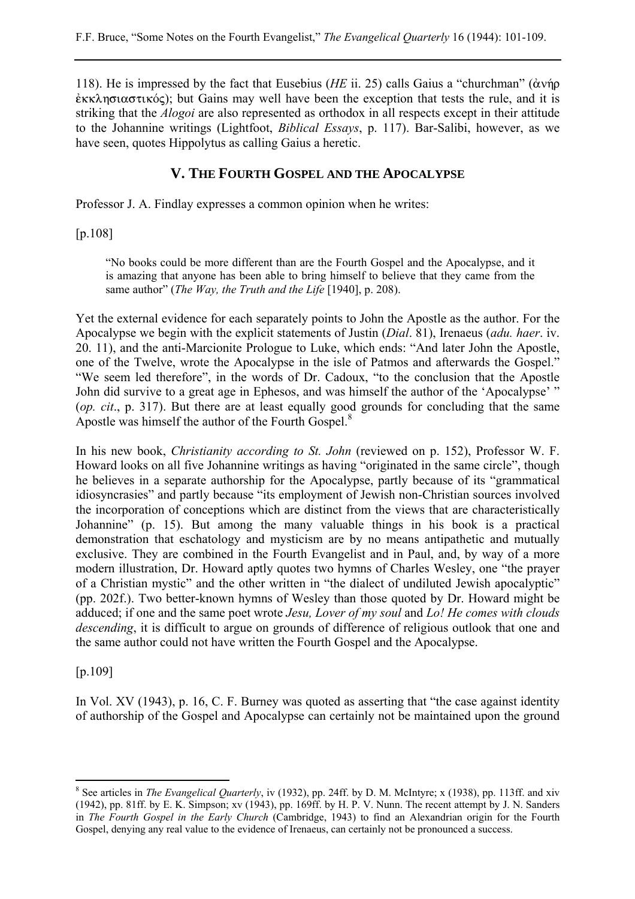118). He is impressed by the fact that Eusebius (*HE* ii. 25) calls Gaius a "churchman" (ἀνήρ ἐκκλησιαστικός); but Gains may well have been the exception that tests the rule, and it is striking that the *Alogoi* are also represented as orthodox in all respects except in their attitude to the Johannine writings (Lightfoot, *Biblical Essays*, p. 117). Bar-Salibi, however, as we have seen, quotes Hippolytus as calling Gaius a heretic.

## V. THE FOURTH GOSPEL AND THE APOCALYPSE

Professor J. A. Findlay expresses a common opinion when he writes:

[p.108]

> "No books could be more different than are the Fourth Gospel and the Apocalypse, and it is amazing that anyone has been able to bring himself to believe that they came from the same author" (*The Way, the Truth and the Life* [1940], p. 208).

Yet the external evidence for each separately points to John the Apostle as the author. For the Apocalypse we begin with the explicit statements of Justin (*Dial*. 81), Irenaeus (*adu. haer*. iv. 20. 11), and the anti-Marcionite Prologue to Luke, which ends: "And later John the Apostle, one of the Twelve, wrote the Apocalypse in the isle of Patmos and afterwards the Gospel." "We seem led therefore", in the words of Dr. Cadoux, "to the conclusion that the Apostle John did survive to a great age in Ephesos, and was himself the author of the 'Apocalypse' " (*op. cit*., p. 317). But there are at least equally good grounds for concluding that the same Apostle was himself the author of the Fourth Gospel.[8]

In his new book, *Christianity according to St. John* (reviewed on p. 152), Professor W. F. Howard looks on all five Johannine writings as having "originated in the same circle", though he believes in a separate authorship for the Apocalypse, partly because of its "grammatical idiosyncrasies" and partly because "its employment of Jewish non-Christian sources involved the incorporation of conceptions which are distinct from the views that are characteristically Johannine" (p. 15). But among the many valuable things in his book is a practical demonstration that eschatology and mysticism are by no means antipathetic and mutually exclusive. They are combined in the Fourth Evangelist and in Paul, and, by way of a more modern illustration, Dr. Howard aptly quotes two hymns of Charles Wesley, one "the prayer of a Christian mystic" and the other written in "the dialect of undiluted Jewish apocalyptic" (pp. 202f.). Two better-known hymns of Wesley than those quoted by Dr. Howard might be adduced; if one and the same poet wrote *Jesu, Lover of my soul* and *Lo! He comes with clouds descending*, it is difficult to argue on grounds of difference of religious outlook that one and the same author could not have written the Fourth Gospel and the Apocalypse.

[p.109]

In Vol. XV (1943), p. 16, C. F. Burney was quoted as asserting that "the case against identity of authorship of the Gospel and Apocalypse can certainly not be maintained upon the ground

---

[8] See articles in *The Evangelical Quarterly*, iv (1932), pp. 24ff. by D. M. McIntyre; x (1938), pp. 113ff. and xiv (1942), pp. 81ff. by E. K. Simpson; xv (1943), pp. 169ff. by H. P. V. Nunn. The recent attempt by J. N. Sanders in *The Fourth Gospel in the Early Church* (Cambridge, 1943) to find an Alexandrian origin for the Fourth Gospel, denying any real value to the evidence of Irenaeus, can certainly not be pronounced a success.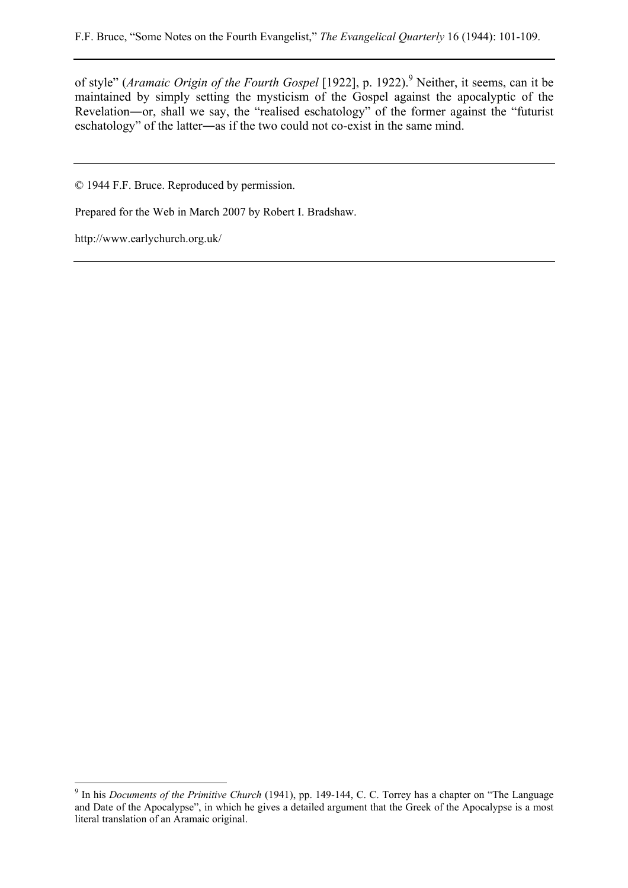of style" (*Aramaic Origin of the Fourth Gospel* [1922], p. 1922).[9] Neither, it seems, can it be maintained by simply setting the mysticism of the Gospel against the apocalyptic of the Revelation—or, shall we say, the "realised eschatology" of the former against the "futurist eschatology" of the latter—as if the two could not co-exist in the same mind.

---

© 1944 F.F. Bruce. Reproduced by permission.

Prepared for the Web in March 2007 by Robert I. Bradshaw.

http://www.earlychurch.org.uk/

---

[9] In his *Documents of the Primitive Church* (1941), pp. 149-144, C. C. Torrey has a chapter on "The Language and Date of the Apocalypse", in which he gives a detailed argument that the Greek of the Apocalypse is a most literal translation of an Aramaic original.